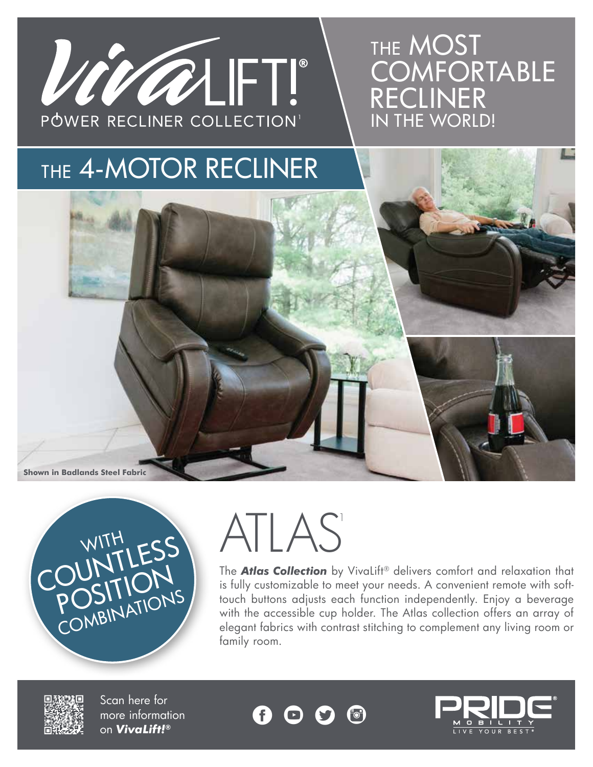# VivaLIFT!®

POWER RECLINER COLLECTION[1]

## THE MOST COMFORTABLE RECLINER IN THE WORLD!

## THE 4-MOTOR RECLINER

Shown in Badlands Steel Fabric

WITH COUNTLESS POSITION COMBINATIONS

# ATLAS[1]

The ***Atlas Collection*** by VivaLift® delivers comfort and relaxation that is fully customizable to meet your needs. A convenient remote with soft-touch buttons adjusts each function independently. Enjoy a beverage with the accessible cup holder. The Atlas collection offers an array of elegant fabrics with contrast stitching to complement any living room or family room.

Scan here for more information on ***VivaLift!®***

PRIDE® MOBILITY — LIVE YOUR BEST®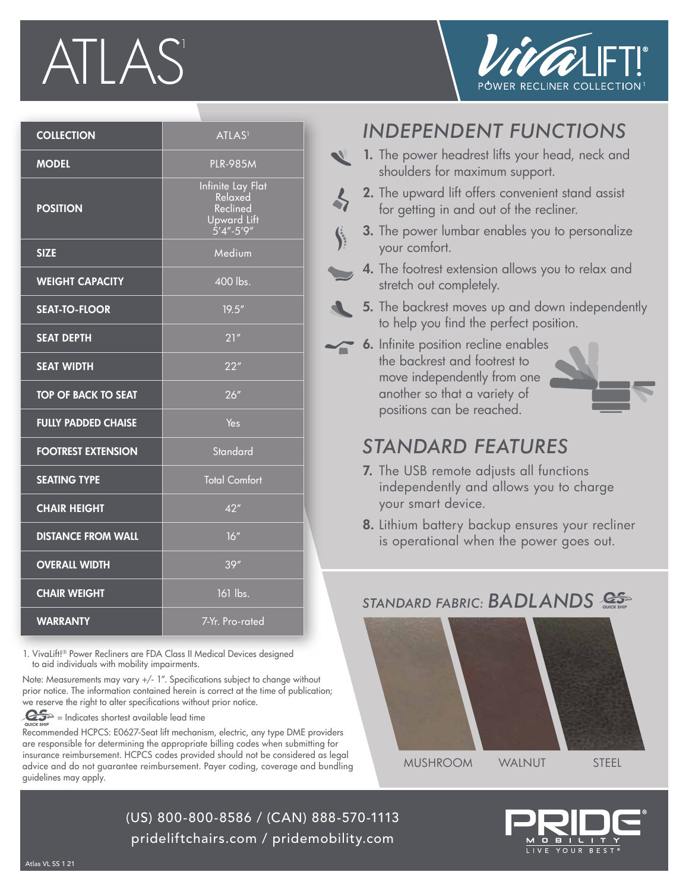# ATLAS[1]

VivaLIFT!® POWER RECLINER COLLECTION[1]

| | |
|---|---|
| **COLLECTION** | ATLAS[1] |
| **MODEL** | PLR-985M |
| **POSITION** | Infinite Lay Flat<br>Relaxed<br>Reclined<br>Upward Lift<br>5'4"-5'9" |
| **SIZE** | Medium |
| **WEIGHT CAPACITY** | 400 lbs. |
| **SEAT-TO-FLOOR** | 19.5" |
| **SEAT DEPTH** | 21" |
| **SEAT WIDTH** | 22" |
| **TOP OF BACK TO SEAT** | 26" |
| **FULLY PADDED CHAISE** | Yes |
| **FOOTREST EXTENSION** | Standard |
| **SEATING TYPE** | Total Comfort |
| **CHAIR HEIGHT** | 42" |
| **DISTANCE FROM WALL** | 16" |
| **OVERALL WIDTH** | 39" |
| **CHAIR WEIGHT** | 161 lbs. |
| **WARRANTY** | 7-Yr. Pro-rated |

1. VivaLift!® Power Recliners are FDA Class II Medical Devices designed to aid individuals with mobility impairments.

Note: Measurements may vary +/- 1". Specifications subject to change without prior notice. The information contained herein is correct at the time of publication; we reserve the right to alter specifications without prior notice.

QS QUICK SHIP = Indicates shortest available lead time

Recommended HCPCS: E0627-Seat lift mechanism, electric, any type DME providers are responsible for determining the appropriate billing codes when submitting for insurance reimbursement. HCPCS codes provided should not be considered as legal advice and do not guarantee reimbursement. Payer coding, coverage and bundling guidelines may apply.

## *INDEPENDENT FUNCTIONS*

1. The power headrest lifts your head, neck and shoulders for maximum support.
2. The upward lift offers convenient stand assist for getting in and out of the recliner.
3. The power lumbar enables you to personalize your comfort.
4. The footrest extension allows you to relax and stretch out completely.
5. The backrest moves up and down independently to help you find the perfect position.
6. Infinite position recline enables the backrest and footrest to move independently from one another so that a variety of positions can be reached.

## *STANDARD FEATURES*

7. The USB remote adjusts all functions independently and allows you to charge your smart device.
8. Lithium battery backup ensures your recliner is operational when the power goes out.

## *STANDARD FABRIC: BADLANDS* QS QUICK SHIP

MUSHROOM WALNUT STEEL

(US) 800-800-8586 / (CAN) 888-570-1113
pridelliftchairs.com / pridemobility.com

PRIDE® MOBILITY LIVE YOUR BEST®

Atlas VL SS 1 21